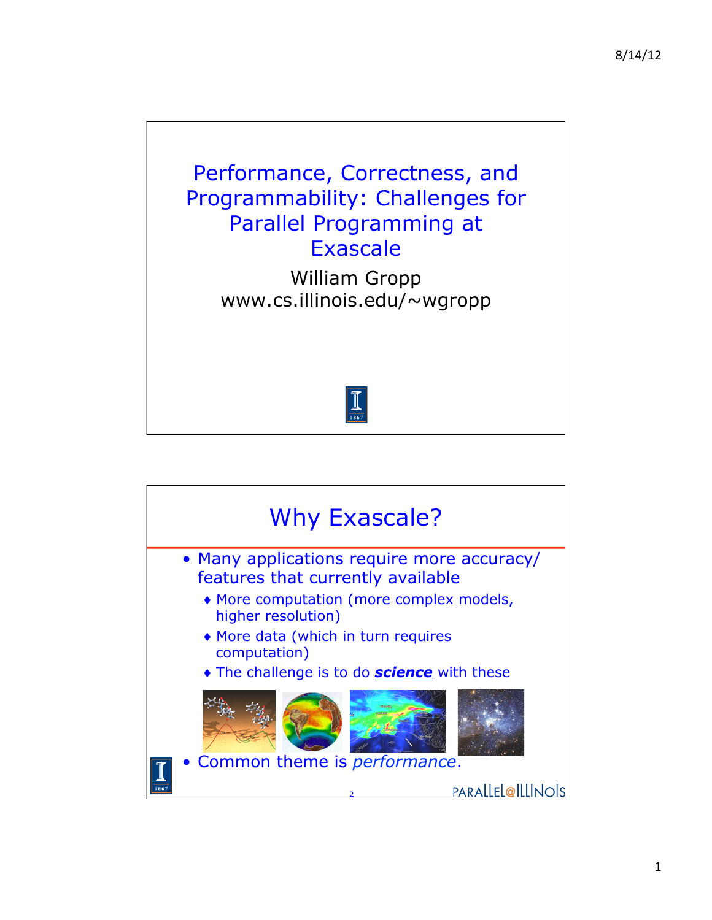# Performance, Correctness, and Programmability: Challenges for Parallel Programming at Exascale

William Gropp
www.cs.illinois.edu/~wgropp

## Why Exascale?

- Many applications require more accuracy/ features that currently available
  - More computation (more complex models, higher resolution)
  - More data (which in turn requires computation)
  - The challenge is to do ***science*** with these
- Common theme is *performance*.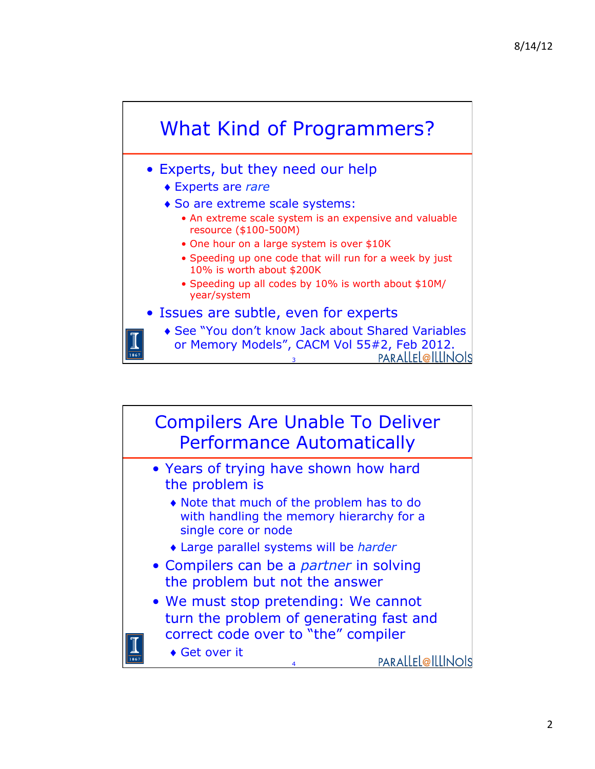## What Kind of Programmers?

- Experts, but they need our help
  - Experts are *rare*
  - So are extreme scale systems:
    - An extreme scale system is an expensive and valuable resource ($100-500M)
    - One hour on a large system is over $10K
    - Speeding up one code that will run for a week by just 10% is worth about $200K
    - Speeding up all codes by 10% is worth about $10M/year/system
- Issues are subtle, even for experts
  - See "You don't know Jack about Shared Variables or Memory Models", CACM Vol 55#2, Feb 2012.

## Compilers Are Unable To Deliver Performance Automatically

- Years of trying have shown how hard the problem is
  - Note that much of the problem has to do with handling the memory hierarchy for a single core or node
  - Large parallel systems will be *harder*
- Compilers can be a *partner* in solving the problem but not the answer
- We must stop pretending: We cannot turn the problem of generating fast and correct code over to "the" compiler
  - Get over it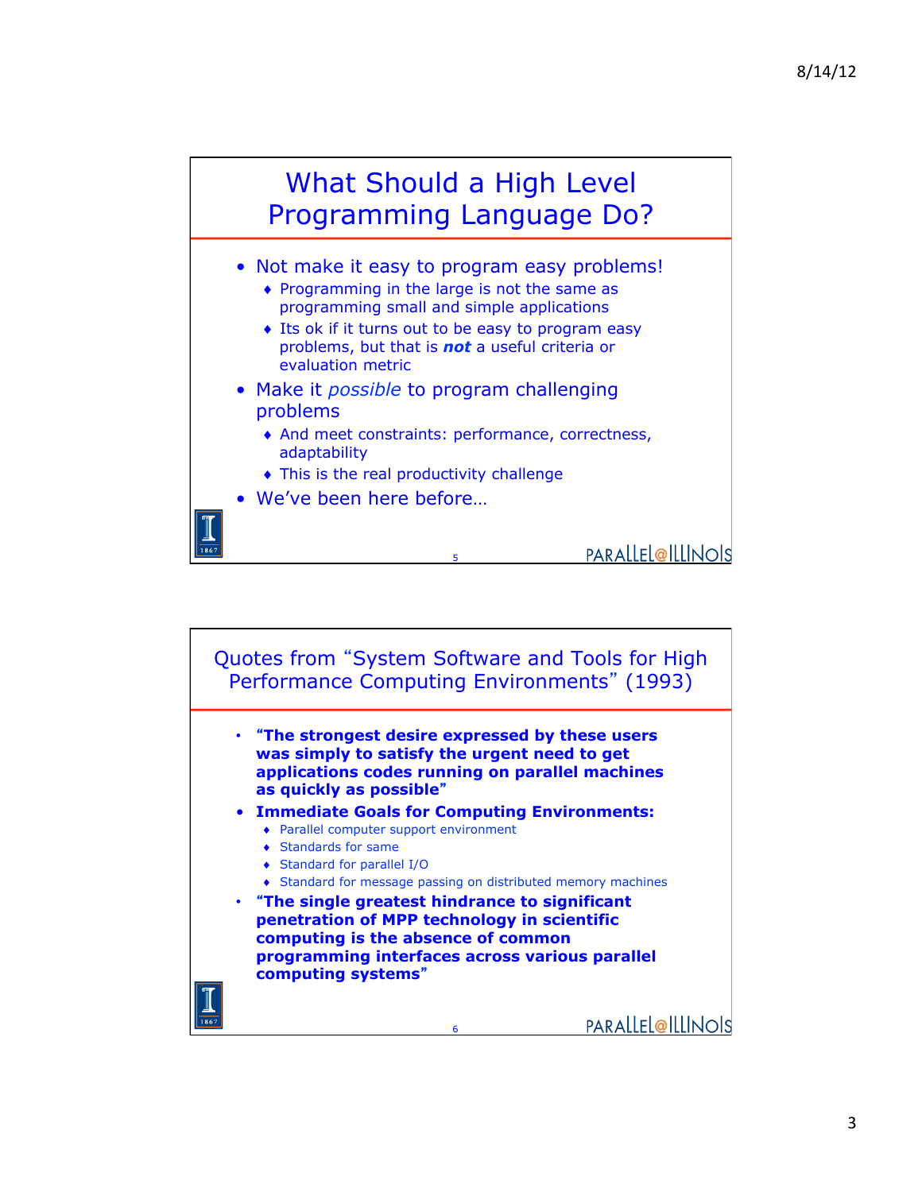## What Should a High Level Programming Language Do?

- Not make it easy to program easy problems!
  - Programming in the large is not the same as programming small and simple applications
  - Its ok if it turns out to be easy to program easy problems, but that is ***not*** a useful criteria or evaluation metric
- Make it *possible* to program challenging problems
  - And meet constraints: performance, correctness, adaptability
  - This is the real productivity challenge
- We've been here before…

## Quotes from "System Software and Tools for High Performance Computing Environments" (1993)

- **"The strongest desire expressed by these users was simply to satisfy the urgent need to get applications codes running on parallel machines as quickly as possible"**
- **Immediate Goals for Computing Environments:**
  - Parallel computer support environment
  - Standards for same
  - Standard for parallel I/O
  - Standard for message passing on distributed memory machines
- **"The single greatest hindrance to significant penetration of MPP technology in scientific computing is the absence of common programming interfaces across various parallel computing systems"**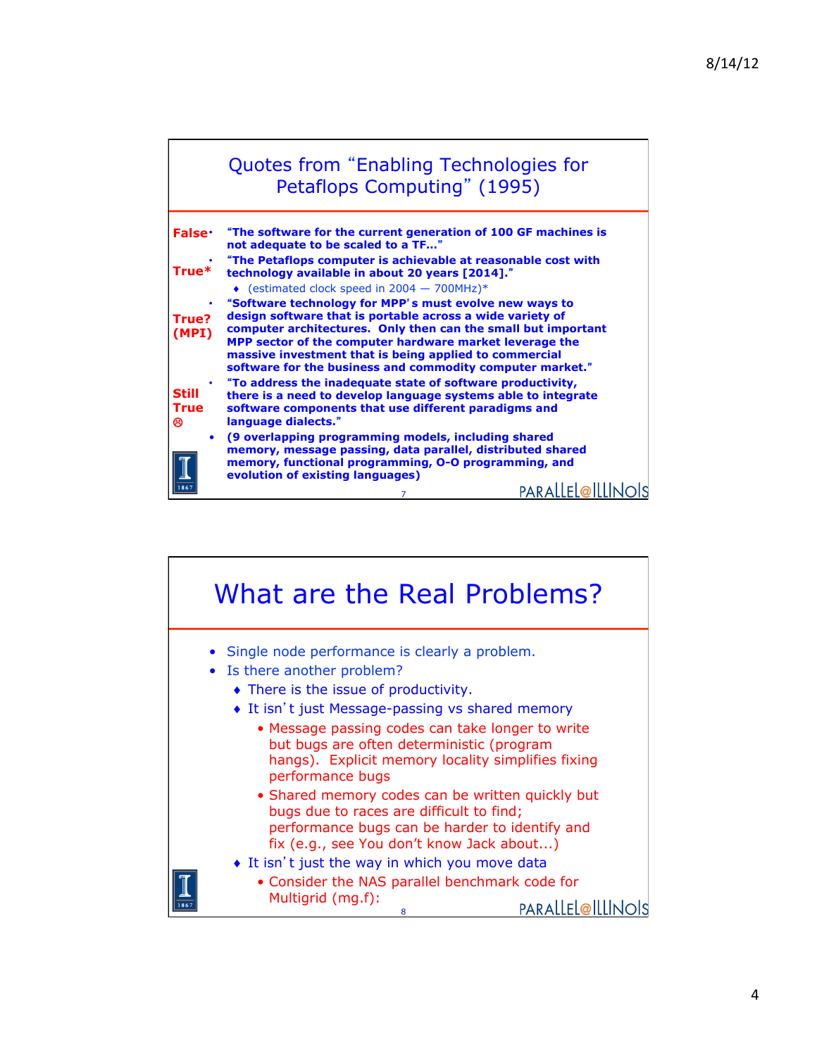## Quotes from "Enabling Technologies for Petaflops Computing" (1995)

- **False** — **"The software for the current generation of 100 GF machines is not adequate to be scaled to a TF…"**
- **True*** — **"The Petaflops computer is achievable at reasonable cost with technology available in about 20 years [2014]."**
  - (estimated clock speed in 2004 — 700MHz)*
- **True? (MPI)** — **"Software technology for MPP's must evolve new ways to design software that is portable across a wide variety of computer architectures. Only then can the small but important MPP sector of the computer hardware market leverage the massive investment that is being applied to commercial software for the business and commodity computer market."**
- **Still True ☹** — **"To address the inadequate state of software productivity, there is a need to develop language systems able to integrate software components that use different paradigms and language dialects."**
- **(9 overlapping programming models, including shared memory, message passing, data parallel, distributed shared memory, functional programming, O-O programming, and evolution of existing languages)**

## What are the Real Problems?

- Single node performance is clearly a problem.
- Is there another problem?
  - There is the issue of productivity.
  - It isn't just Message-passing vs shared memory
    - Message passing codes can take longer to write but bugs are often deterministic (program hangs). Explicit memory locality simplifies fixing performance bugs
    - Shared memory codes can be written quickly but bugs due to races are difficult to find; performance bugs can be harder to identify and fix (e.g., see You don't know Jack about…)
  - It isn't just the way in which you move data
    - Consider the NAS parallel benchmark code for Multigrid (mg.f):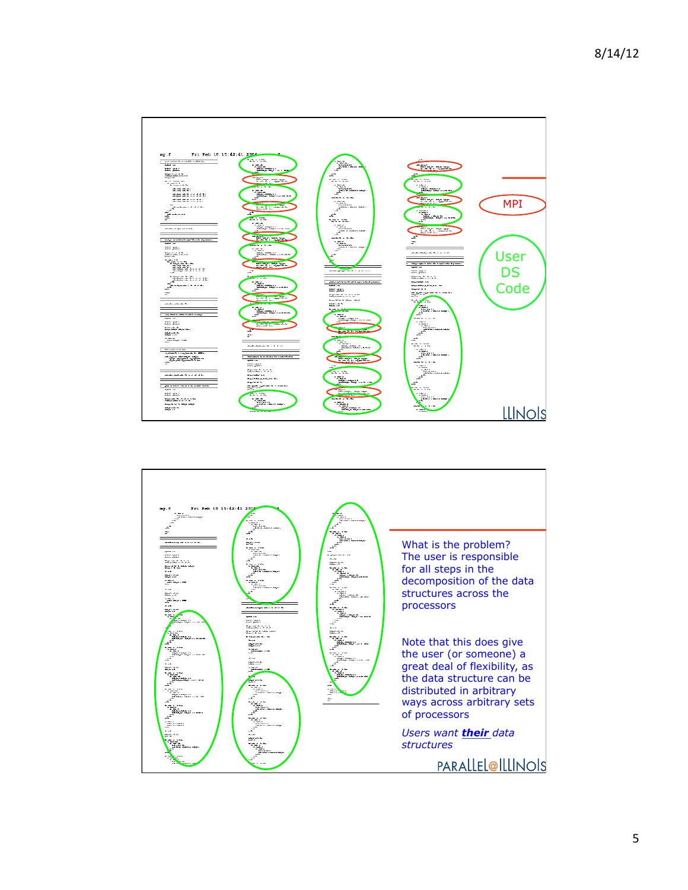mg.f Fri Feb 10 15:42:41 2006

MPI

User DS Code

mg.f Fri Feb 10 15:42:41 2006

What is the problem? The user is responsible for all steps in the decomposition of the data structures across the processors

Note that this does give the user (or someone) a great deal of flexibility, as the data structure can be distributed in arbitrary ways across arbitrary sets of processors

*Users want **their** data structures*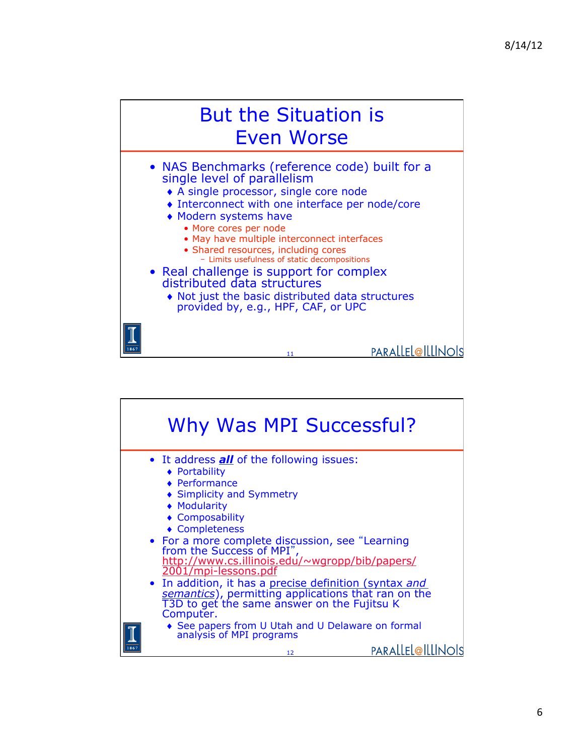## But the Situation is Even Worse

- NAS Benchmarks (reference code) built for a single level of parallelism
  - A single processor, single core node
  - Interconnect with one interface per node/core
  - Modern systems have
    - More cores per node
    - May have multiple interconnect interfaces
    - Shared resources, including cores
      - Limits usefulness of static decompositions
- Real challenge is support for complex distributed data structures
  - Not just the basic distributed data structures provided by, e.g., HPF, CAF, or UPC

## Why Was MPI Successful?

- It address ***all*** of the following issues:
  - Portability
  - Performance
  - Simplicity and Symmetry
  - Modularity
  - Composability
  - Completeness
- For a more complete discussion, see "Learning from the Success of MPI", http://www.cs.illinois.edu/~wgropp/bib/papers/2001/mpi-lessons.pdf
- In addition, it has a precise definition (syntax *and semantics*), permitting applications that ran on the T3D to get the same answer on the Fujitsu K Computer.
  - See papers from U Utah and U Delaware on formal analysis of MPI programs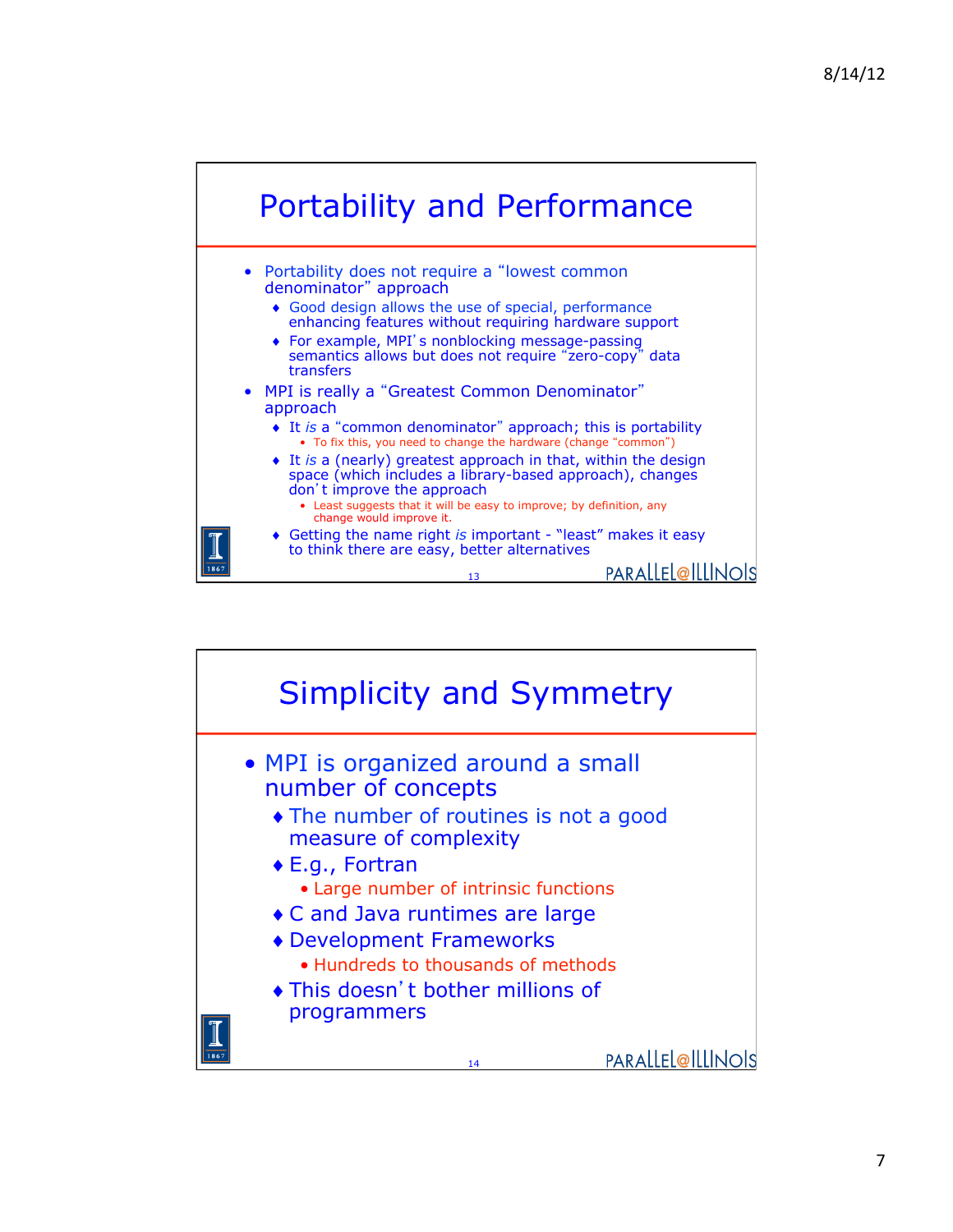## Portability and Performance

- Portability does not require a "lowest common denominator" approach
  - Good design allows the use of special, performance enhancing features without requiring hardware support
  - For example, MPI's nonblocking message-passing semantics allows but does not require "zero-copy" data transfers
- MPI is really a "Greatest Common Denominator" approach
  - It *is* a "common denominator" approach; this is portability
    - To fix this, you need to change the hardware (change "common")
  - It *is* a (nearly) greatest approach in that, within the design space (which includes a library-based approach), changes don't improve the approach
    - Least suggests that it will be easy to improve; by definition, any change would improve it.
  - Getting the name right *is* important - "least" makes it easy to think there are easy, better alternatives

## Simplicity and Symmetry

- MPI is organized around a small number of concepts
  - The number of routines is not a good measure of complexity
  - E.g., Fortran
    - Large number of intrinsic functions
  - C and Java runtimes are large
  - Development Frameworks
    - Hundreds to thousands of methods
  - This doesn't bother millions of programmers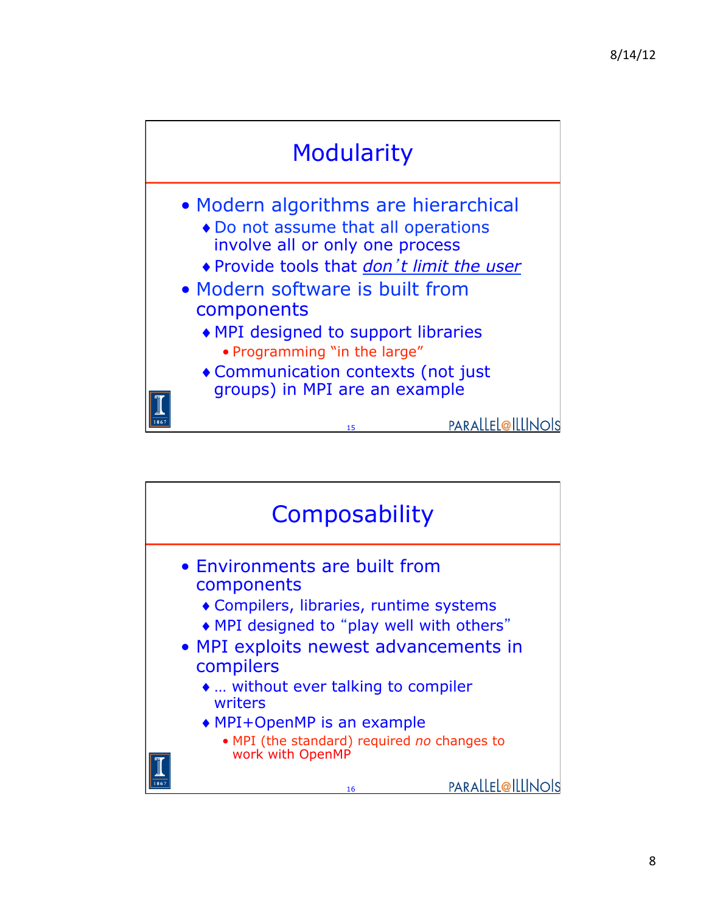## Modularity

- Modern algorithms are hierarchical
  - Do not assume that all operations involve all or only one process
  - Provide tools that *don't limit the user*
- Modern software is built from components
  - MPI designed to support libraries
    - Programming "in the large"
  - Communication contexts (not just groups) in MPI are an example

## Composability

- Environments are built from components
  - Compilers, libraries, runtime systems
  - MPI designed to "play well with others"
- MPI exploits newest advancements in compilers
  - … without ever talking to compiler writers
  - MPI+OpenMP is an example
    - MPI (the standard) required *no* changes to work with OpenMP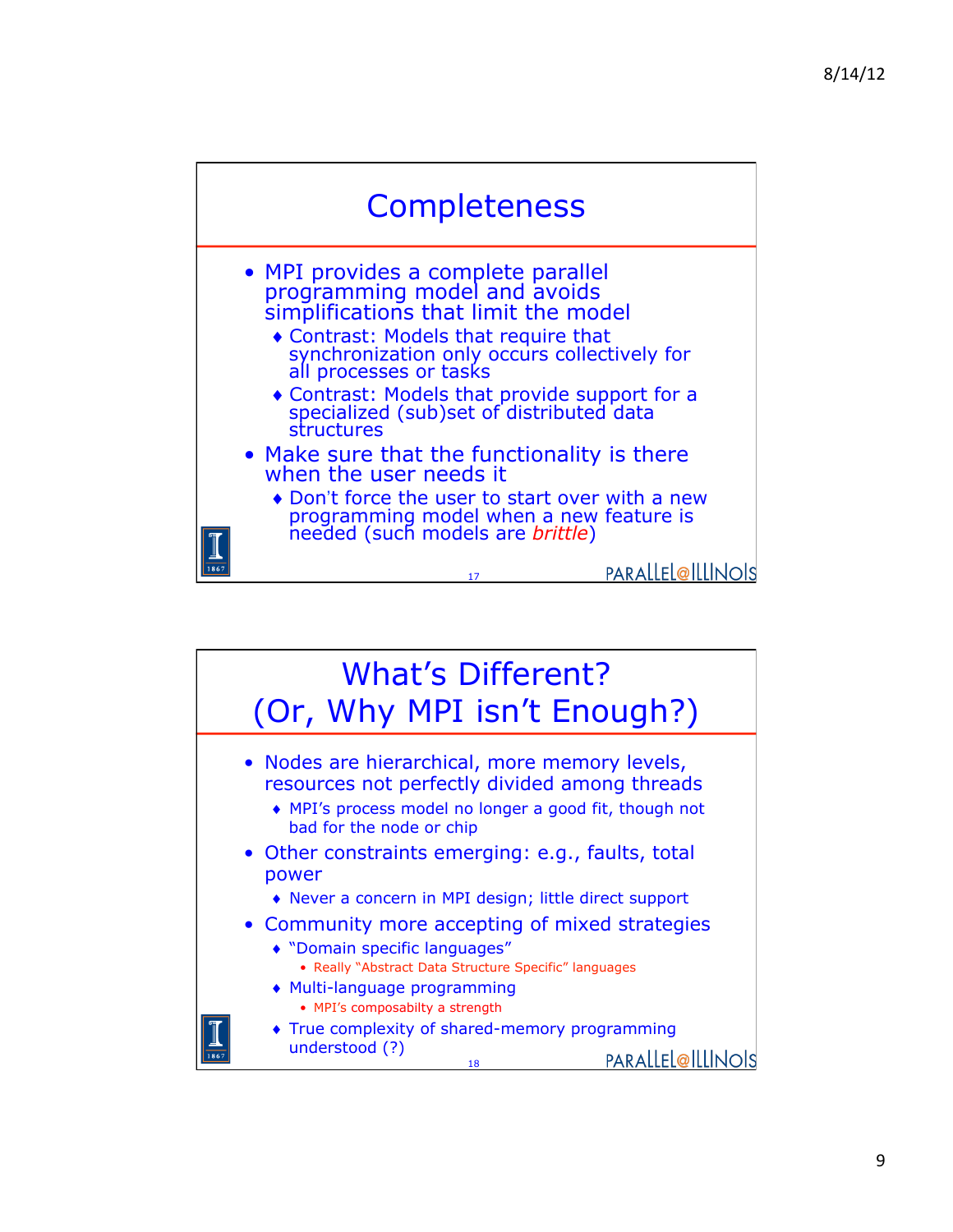## Completeness

- MPI provides a complete parallel programming model and avoids simplifications that limit the model
  - Contrast: Models that require that synchronization only occurs collectively for all processes or tasks
  - Contrast: Models that provide support for a specialized (sub)set of distributed data structures
- Make sure that the functionality is there when the user needs it
  - Don't force the user to start over with a new programming model when a new feature is needed (such models are *brittle*)

## What's Different? (Or, Why MPI isn't Enough?)

- Nodes are hierarchical, more memory levels, resources not perfectly divided among threads
  - MPI's process model no longer a good fit, though not bad for the node or chip
- Other constraints emerging: e.g., faults, total power
  - Never a concern in MPI design; little direct support
- Community more accepting of mixed strategies
  - "Domain specific languages"
    - Really "Abstract Data Structure Specific" languages
  - Multi-language programming
    - MPI's composabilty a strength
  - True complexity of shared-memory programming understood (?)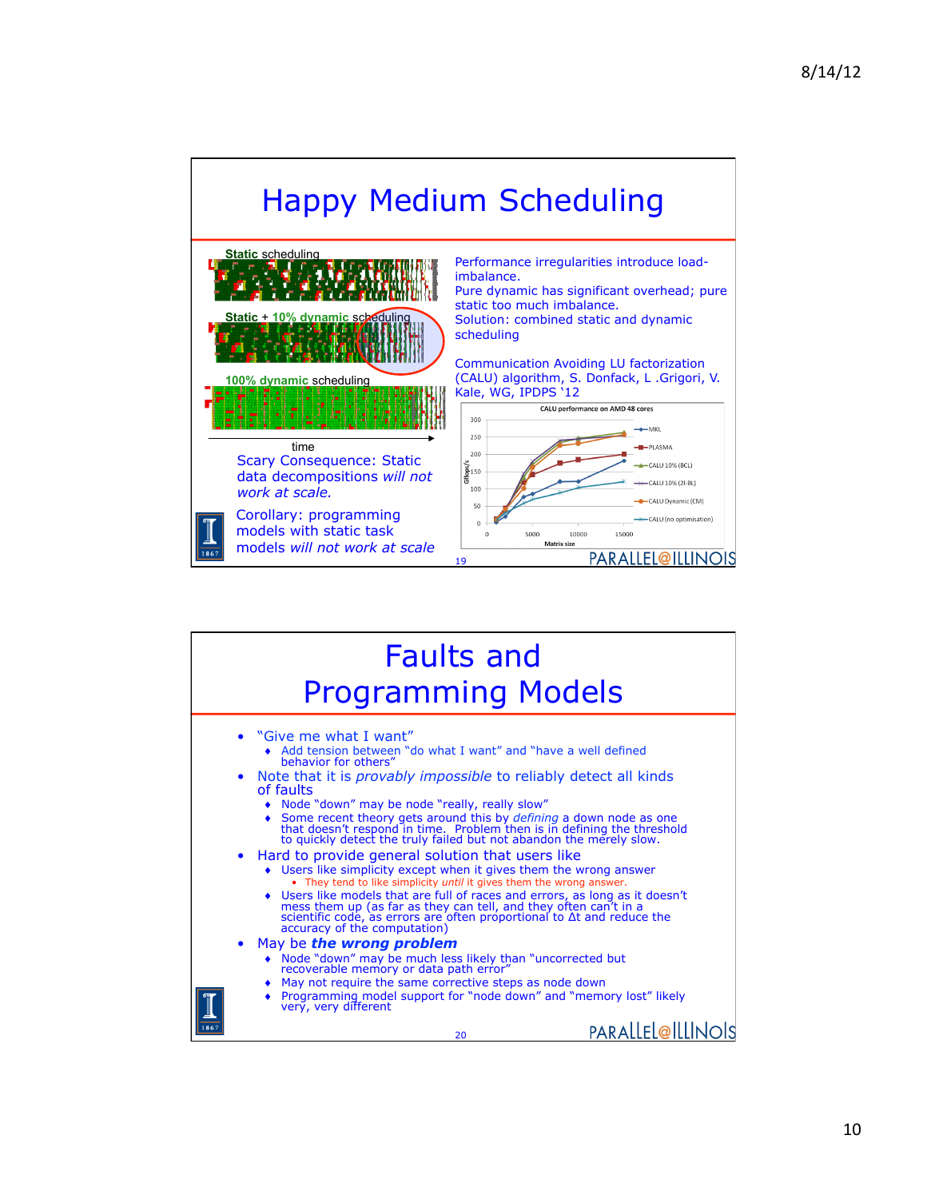# Happy Medium Scheduling

Static scheduling

Static + 10% dynamic scheduling

100% dynamic scheduling

time

Scary Consequence: Static data decompositions *will not work at scale.*

Corollary: programming models with static task models *will not work at scale*

Performance irregularities introduce load-imbalance.
Pure dynamic has significant overhead; pure static too much imbalance.
Solution: combined static and dynamic scheduling

Communication Avoiding LU factorization (CALU) algorithm, S. Donfack, L .Grigori, V. Kale, WG, IPDPS '12

CALU performance on AMD 48 cores

# Faults and Programming Models

- "Give me what I want"
  - Add tension between "do what I want" and "have a well defined behavior for others"
- Note that it is *provably impossible* to reliably detect all kinds of faults
  - Node "down" may be node "really, really slow"
  - Some recent theory gets around this by *defining* a down node as one that doesn't respond in time. Problem then is in defining the threshold to quickly detect the truly failed but not abandon the merely slow.
- Hard to provide general solution that users like
  - Users like simplicity except when it gives them the wrong answer
    - They tend to like simplicity *until* it gives them the wrong answer.
  - Users like models that are full of races and errors, as long as it doesn't mess them up (as far as they can tell, and they often can't in a scientific code, as errors are often proportional to $\Delta t$ and reduce the accuracy of the computation)
- May be ***the wrong problem***
  - Node "down" may be much less likely than "uncorrected but recoverable memory or data path error"
  - May not require the same corrective steps as node down
  - Programming model support for "node down" and "memory lost" likely very, very different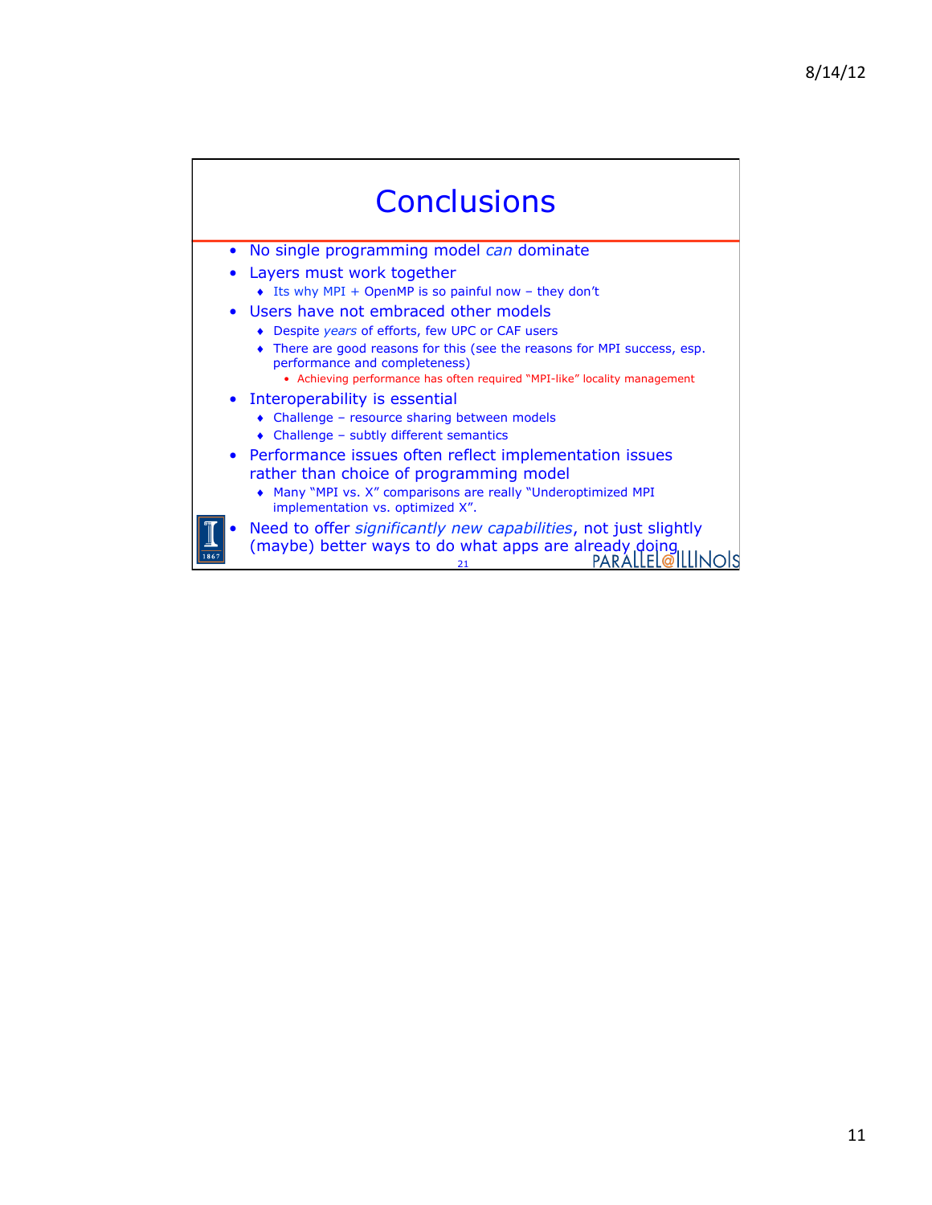# Conclusions

- No single programming model *can* dominate
- Layers must work together
  - Its why MPI + OpenMP is so painful now – they don't
- Users have not embraced other models
  - Despite *years* of efforts, few UPC or CAF users
  - There are good reasons for this (see the reasons for MPI success, esp. performance and completeness)
    - Achieving performance has often required "MPI-like" locality management
- Interoperability is essential
  - Challenge – resource sharing between models
  - Challenge – subtly different semantics
- Performance issues often reflect implementation issues rather than choice of programming model
  - Many "MPI vs. X" comparisons are really "Underoptimized MPI implementation vs. optimized X".
- Need to offer *significantly new capabilities*, not just slightly (maybe) better ways to do what apps are already doing